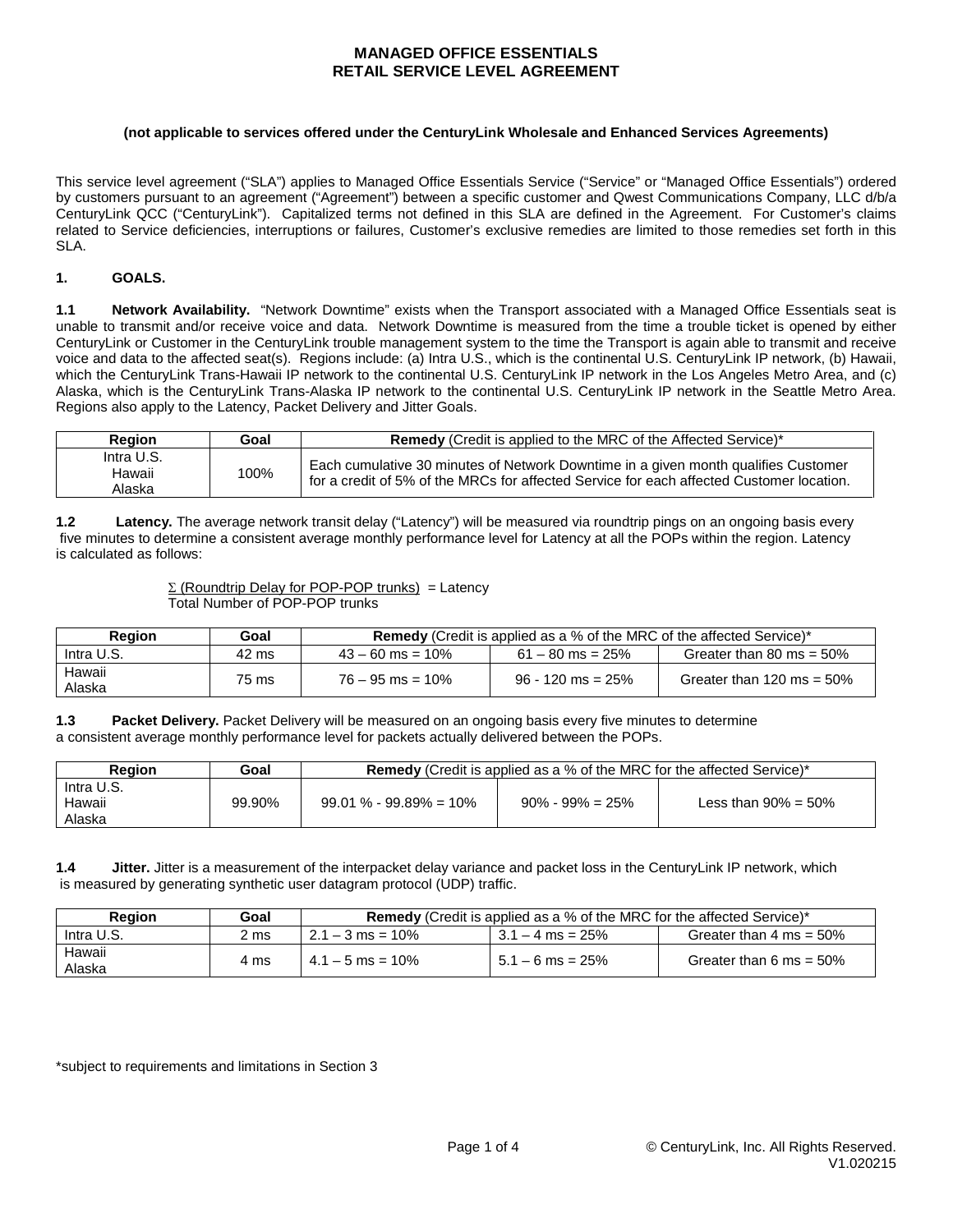# MANAGED OFFICE ESSENTIALS
# RETAIL SERVICE LEVEL AGREEMENT

**(not applicable to services offered under the CenturyLink Wholesale and Enhanced Services Agreements)**

This service level agreement ("SLA") applies to Managed Office Essentials Service ("Service" or "Managed Office Essentials") ordered by customers pursuant to an agreement ("Agreement") between a specific customer and Qwest Communications Company, LLC d/b/a CenturyLink QCC ("CenturyLink"). Capitalized terms not defined in this SLA are defined in the Agreement. For Customer's claims related to Service deficiencies, interruptions or failures, Customer's exclusive remedies are limited to those remedies set forth in this SLA.

## 1. GOALS.

**1.1 Network Availability.** "Network Downtime" exists when the Transport associated with a Managed Office Essentials seat is unable to transmit and/or receive voice and data. Network Downtime is measured from the time a trouble ticket is opened by either CenturyLink or Customer in the CenturyLink trouble management system to the time the Transport is again able to transmit and receive voice and data to the affected seat(s). Regions include: (a) Intra U.S., which is the continental U.S. CenturyLink IP network, (b) Hawaii, which the CenturyLink Trans-Hawaii IP network to the continental U.S. CenturyLink IP network in the Los Angeles Metro Area, and (c) Alaska, which is the CenturyLink Trans-Alaska IP network to the continental U.S. CenturyLink IP network in the Seattle Metro Area. Regions also apply to the Latency, Packet Delivery and Jitter Goals.

| Region | Goal | **Remedy** (Credit is applied to the MRC of the Affected Service)* |
|---|---|---|
| Intra U.S.<br>Hawaii<br>Alaska | 100% | Each cumulative 30 minutes of Network Downtime in a given month qualifies Customer for a credit of 5% of the MRCs for affected Service for each affected Customer location. |

**1.2 Latency.** The average network transit delay ("Latency") will be measured via roundtrip pings on an ongoing basis every five minutes to determine a consistent average monthly performance level for Latency at all the POPs within the region. Latency is calculated as follows:

$$\frac{\Sigma \text{ (Roundtrip Delay for POP-POP trunks)}}{\text{Total Number of POP-POP trunks}} = \text{Latency}$$

| Region | Goal | **Remedy** (Credit is applied as a % of the MRC of the affected Service)* | | |
|---|---|---|---|---|
| Intra U.S. | 42 ms | 43 – 60 ms = 10% | 61 – 80 ms = 25% | Greater than 80 ms = 50% |
| Hawaii<br>Alaska | 75 ms | 76 – 95 ms = 10% | 96 - 120 ms = 25% | Greater than 120 ms = 50% |

**1.3 Packet Delivery.** Packet Delivery will be measured on an ongoing basis every five minutes to determine a consistent average monthly performance level for packets actually delivered between the POPs.

| Region | Goal | **Remedy** (Credit is applied as a % of the MRC for the affected Service)* | | |
|---|---|---|---|---|
| Intra U.S.<br>Hawaii<br>Alaska | 99.90% | 99.01 % - 99.89% = 10% | 90% - 99% = 25% | Less than 90% = 50% |

**1.4 Jitter.** Jitter is a measurement of the interpacket delay variance and packet loss in the CenturyLink IP network, which is measured by generating synthetic user datagram protocol (UDP) traffic.

| Region | Goal | **Remedy** (Credit is applied as a % of the MRC for the affected Service)* | | |
|---|---|---|---|---|
| Intra U.S. | 2 ms | 2.1 – 3 ms = 10% | 3.1 – 4 ms = 25% | Greater than 4 ms = 50% |
| Hawaii<br>Alaska | 4 ms | 4.1 – 5 ms = 10% | 5.1 – 6 ms = 25% | Greater than 6 ms = 50% |

*subject to requirements and limitations in Section 3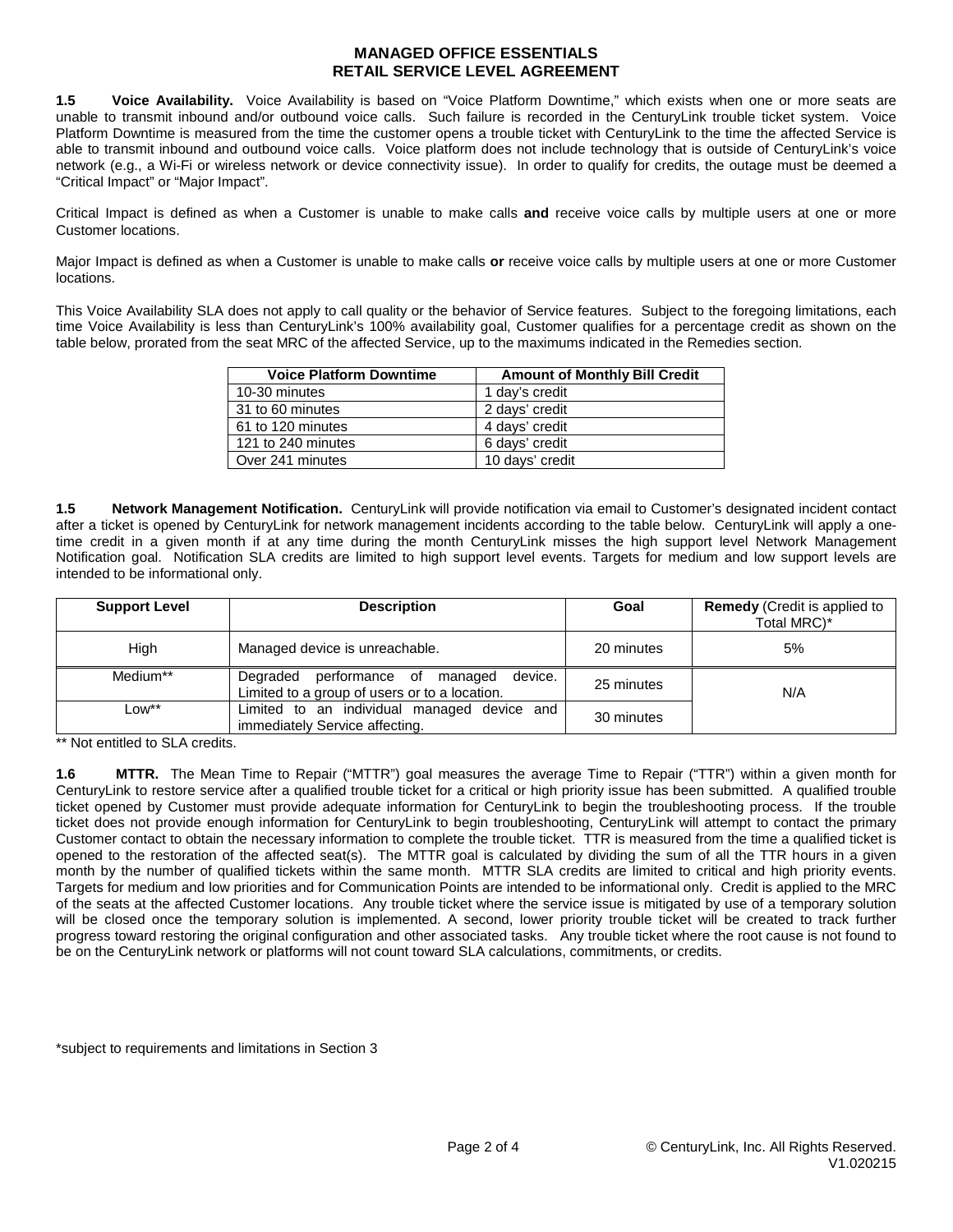**1.5 Voice Availability.** Voice Availability is based on "Voice Platform Downtime," which exists when one or more seats are unable to transmit inbound and/or outbound voice calls. Such failure is recorded in the CenturyLink trouble ticket system. Voice Platform Downtime is measured from the time the customer opens a trouble ticket with CenturyLink to the time the affected Service is able to transmit inbound and outbound voice calls. Voice platform does not include technology that is outside of CenturyLink's voice network (e.g., a Wi-Fi or wireless network or device connectivity issue). In order to qualify for credits, the outage must be deemed a "Critical Impact" or "Major Impact".

Critical Impact is defined as when a Customer is unable to make calls **and** receive voice calls by multiple users at one or more Customer locations.

Major Impact is defined as when a Customer is unable to make calls **or** receive voice calls by multiple users at one or more Customer locations.

This Voice Availability SLA does not apply to call quality or the behavior of Service features. Subject to the foregoing limitations, each time Voice Availability is less than CenturyLink's 100% availability goal, Customer qualifies for a percentage credit as shown on the table below, prorated from the seat MRC of the affected Service, up to the maximums indicated in the Remedies section.

| Voice Platform Downtime | Amount of Monthly Bill Credit |
|---|---|
| 10-30 minutes | 1 day's credit |
| 31 to 60 minutes | 2 days' credit |
| 61 to 120 minutes | 4 days' credit |
| 121 to 240 minutes | 6 days' credit |
| Over 241 minutes | 10 days' credit |

**1.5 Network Management Notification.** CenturyLink will provide notification via email to Customer's designated incident contact after a ticket is opened by CenturyLink for network management incidents according to the table below. CenturyLink will apply a one-time credit in a given month if at any time during the month CenturyLink misses the high support level Network Management Notification goal. Notification SLA credits are limited to high support level events. Targets for medium and low support levels are intended to be informational only.

| Support Level | Description | Goal | **Remedy** (Credit is applied to Total MRC)* |
|---|---|---|---|
| High | Managed device is unreachable. | 20 minutes | 5% |
| Medium** | Degraded performance of managed device. Limited to a group of users or to a location. | 25 minutes | N/A |
| Low** | Limited to an individual managed device and immediately Service affecting. | 30 minutes | |

** Not entitled to SLA credits.

**1.6 MTTR.** The Mean Time to Repair ("MTTR") goal measures the average Time to Repair ("TTR") within a given month for CenturyLink to restore service after a qualified trouble ticket for a critical or high priority issue has been submitted. A qualified trouble ticket opened by Customer must provide adequate information for CenturyLink to begin the troubleshooting process. If the trouble ticket does not provide enough information for CenturyLink to begin troubleshooting, CenturyLink will attempt to contact the primary Customer contact to obtain the necessary information to complete the trouble ticket. TTR is measured from the time a qualified ticket is opened to the restoration of the affected seat(s). The MTTR goal is calculated by dividing the sum of all the TTR hours in a given month by the number of qualified tickets within the same month. MTTR SLA credits are limited to critical and high priority events. Targets for medium and low priorities and for Communication Points are intended to be informational only. Credit is applied to the MRC of the seats at the affected Customer locations. Any trouble ticket where the service issue is mitigated by use of a temporary solution will be closed once the temporary solution is implemented. A second, lower priority trouble ticket will be created to track further progress toward restoring the original configuration and other associated tasks. Any trouble ticket where the root cause is not found to be on the CenturyLink network or platforms will not count toward SLA calculations, commitments, or credits.

*subject to requirements and limitations in Section 3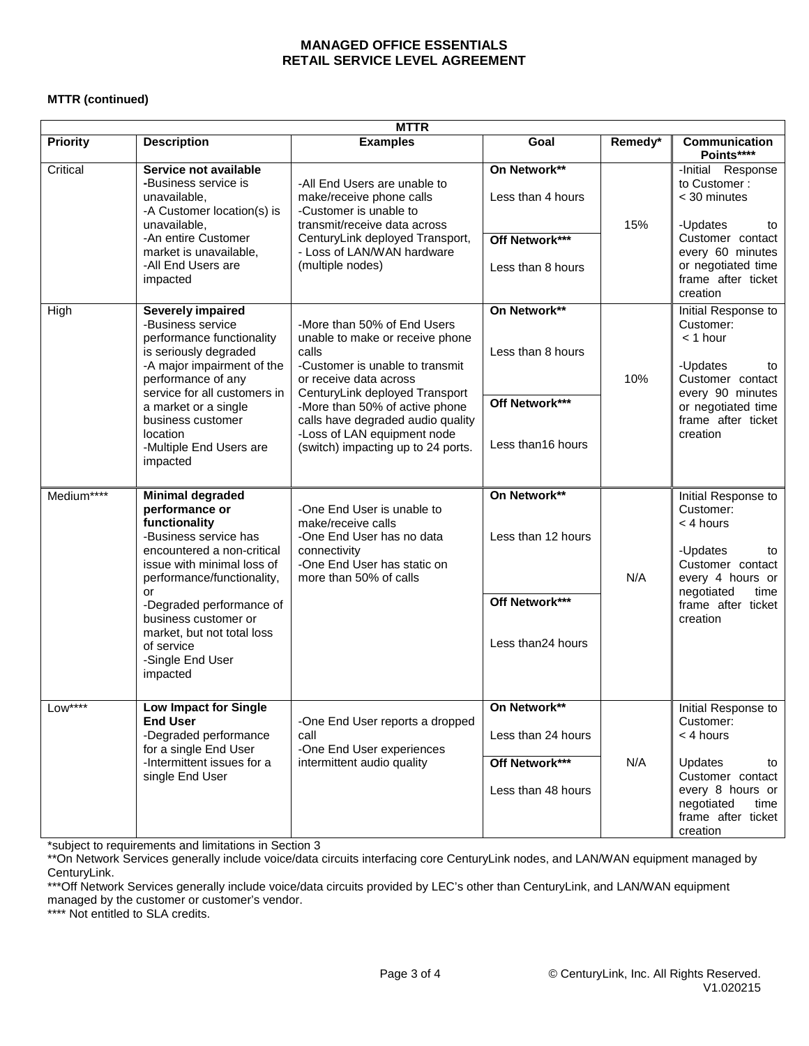**MANAGED OFFICE ESSENTIALS**
**RETAIL SERVICE LEVEL AGREEMENT**

**MTTR (continued)**

| MTTR | | | | | |
|---|---|---|---|---|---|
| **Priority** | **Description** | **Examples** | **Goal** | **Remedy*** | **Communication Points******** |
| Critical | **Service not available**<br>-Business service is unavailable,<br>-A Customer location(s) is unavailable,<br>-An entire Customer market is unavailable,<br>-All End Users are impacted | -All End Users are unable to make/receive phone calls<br>-Customer is unable to transmit/receive data across CenturyLink deployed Transport,<br>- Loss of LAN/WAN hardware (multiple nodes) | **On Network****<br>Less than 4 hours<br>**Off Network*****<br>Less than 8 hours | 15% | -Initial Response to Customer : < 30 minutes<br>-Updates to Customer contact every 60 minutes or negotiated time frame after ticket creation |
| High | **Severely impaired**<br>-Business service performance functionality is seriously degraded<br>-A major impairment of the performance of any service for all customers in a market or a single business customer location<br>-Multiple End Users are impacted | -More than 50% of End Users unable to make or receive phone calls<br>-Customer is unable to transmit or receive data across CenturyLink deployed Transport<br>-More than 50% of active phone calls have degraded audio quality<br>-Loss of LAN equipment node (switch) impacting up to 24 ports. | **On Network****<br>Less than 8 hours<br>**Off Network*****<br>Less than16 hours | 10% | Initial Response to Customer: < 1 hour<br>-Updates to Customer contact every 90 minutes or negotiated time frame after ticket creation |
| Medium**** | **Minimal degraded performance or functionality**<br>-Business service has encountered a non-critical issue with minimal loss of performance/functionality, or<br>-Degraded performance of business customer or market, but not total loss of service<br>-Single End User impacted | -One End User is unable to make/receive calls<br>-One End User has no data connectivity<br>-One End User has static on more than 50% of calls | **On Network****<br>Less than 12 hours<br>**Off Network*****<br>Less than24 hours | N/A | Initial Response to Customer: < 4 hours<br>-Updates to Customer contact every 4 hours or negotiated time frame after ticket creation |
| Low**** | **Low Impact for Single End User**<br>-Degraded performance for a single End User<br>-Intermittent issues for a single End User | -One End User reports a dropped call<br>-One End User experiences intermittent audio quality | **On Network****<br>Less than 24 hours<br>**Off Network*****<br>Less than 48 hours | N/A | Initial Response to Customer: < 4 hours<br>Updates to Customer contact every 8 hours or negotiated time frame after ticket creation |

*subject to requirements and limitations in Section 3

**On Network Services generally include voice/data circuits interfacing core CenturyLink nodes, and LAN/WAN equipment managed by CenturyLink.

***Off Network Services generally include voice/data circuits provided by LEC's other than CenturyLink, and LAN/WAN equipment managed by the customer or customer's vendor.

**** Not entitled to SLA credits.

© CenturyLink, Inc. All Rights Reserved.
V1.020215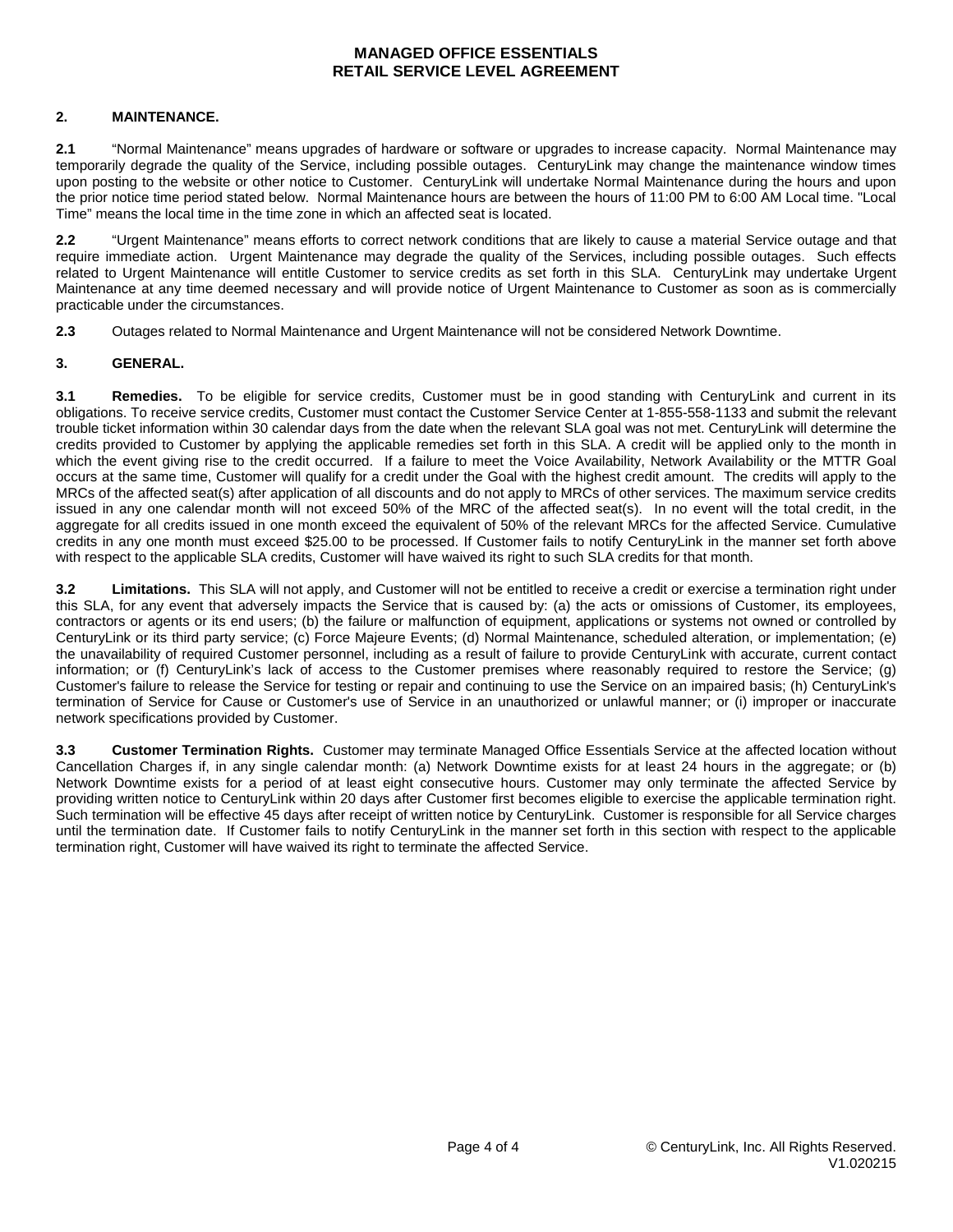## 2. MAINTENANCE.

**2.1** "Normal Maintenance" means upgrades of hardware or software or upgrades to increase capacity. Normal Maintenance may temporarily degrade the quality of the Service, including possible outages. CenturyLink may change the maintenance window times upon posting to the website or other notice to Customer. CenturyLink will undertake Normal Maintenance during the hours and upon the prior notice time period stated below. Normal Maintenance hours are between the hours of 11:00 PM to 6:00 AM Local time. "Local Time" means the local time in the time zone in which an affected seat is located.

**2.2** "Urgent Maintenance" means efforts to correct network conditions that are likely to cause a material Service outage and that require immediate action. Urgent Maintenance may degrade the quality of the Services, including possible outages. Such effects related to Urgent Maintenance will entitle Customer to service credits as set forth in this SLA. CenturyLink may undertake Urgent Maintenance at any time deemed necessary and will provide notice of Urgent Maintenance to Customer as soon as is commercially practicable under the circumstances.

**2.3** Outages related to Normal Maintenance and Urgent Maintenance will not be considered Network Downtime.

## 3. GENERAL.

**3.1 Remedies.** To be eligible for service credits, Customer must be in good standing with CenturyLink and current in its obligations. To receive service credits, Customer must contact the Customer Service Center at 1-855-558-1133 and submit the relevant trouble ticket information within 30 calendar days from the date when the relevant SLA goal was not met. CenturyLink will determine the credits provided to Customer by applying the applicable remedies set forth in this SLA. A credit will be applied only to the month in which the event giving rise to the credit occurred. If a failure to meet the Voice Availability, Network Availability or the MTTR Goal occurs at the same time, Customer will qualify for a credit under the Goal with the highest credit amount. The credits will apply to the MRCs of the affected seat(s) after application of all discounts and do not apply to MRCs of other services. The maximum service credits issued in any one calendar month will not exceed 50% of the MRC of the affected seat(s). In no event will the total credit, in the aggregate for all credits issued in one month exceed the equivalent of 50% of the relevant MRCs for the affected Service. Cumulative credits in any one month must exceed $25.00 to be processed. If Customer fails to notify CenturyLink in the manner set forth above with respect to the applicable SLA credits, Customer will have waived its right to such SLA credits for that month.

**3.2 Limitations.** This SLA will not apply, and Customer will not be entitled to receive a credit or exercise a termination right under this SLA, for any event that adversely impacts the Service that is caused by: (a) the acts or omissions of Customer, its employees, contractors or agents or its end users; (b) the failure or malfunction of equipment, applications or systems not owned or controlled by CenturyLink or its third party service; (c) Force Majeure Events; (d) Normal Maintenance, scheduled alteration, or implementation; (e) the unavailability of required Customer personnel, including as a result of failure to provide CenturyLink with accurate, current contact information; or (f) CenturyLink's lack of access to the Customer premises where reasonably required to restore the Service; (g) Customer's failure to release the Service for testing or repair and continuing to use the Service on an impaired basis; (h) CenturyLink's termination of Service for Cause or Customer's use of Service in an unauthorized or unlawful manner; or (i) improper or inaccurate network specifications provided by Customer.

**3.3 Customer Termination Rights.** Customer may terminate Managed Office Essentials Service at the affected location without Cancellation Charges if, in any single calendar month: (a) Network Downtime exists for at least 24 hours in the aggregate; or (b) Network Downtime exists for a period of at least eight consecutive hours. Customer may only terminate the affected Service by providing written notice to CenturyLink within 20 days after Customer first becomes eligible to exercise the applicable termination right. Such termination will be effective 45 days after receipt of written notice by CenturyLink. Customer is responsible for all Service charges until the termination date. If Customer fails to notify CenturyLink in the manner set forth in this section with respect to the applicable termination right, Customer will have waived its right to terminate the affected Service.